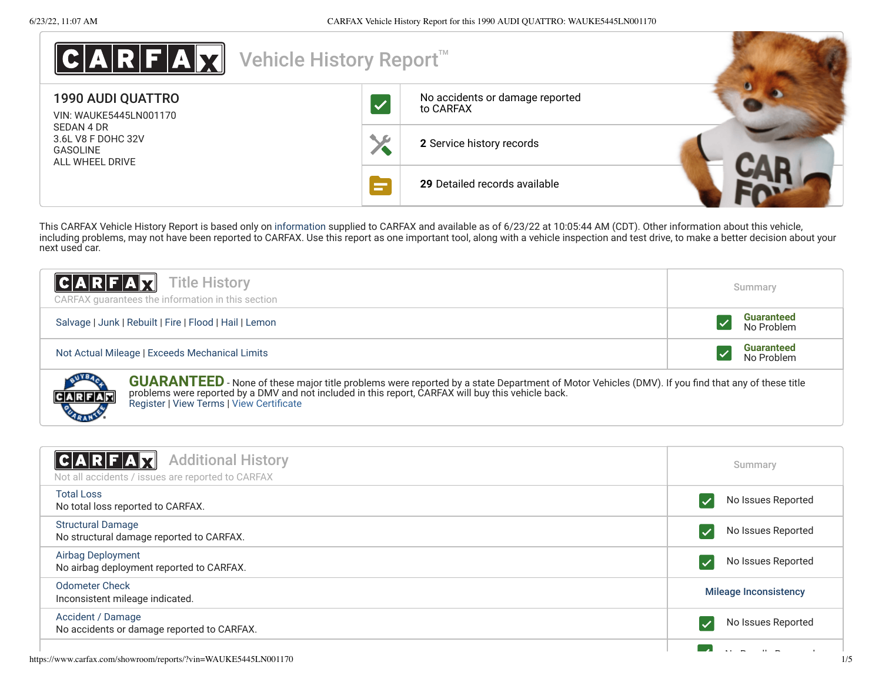# CARFAX Vehicle History Report™

## 1990 AUDI QUATTRO

VIN: WAUKE5445LN001170
SEDAN 4 DR
3.6L V8 F DOHC 32V
GASOLINE
ALL WHEEL DRIVE

- No accidents or damage reported to CARFAX
- **2** Service history records
- **29** Detailed records available

This CARFAX Vehicle History Report is based only on information supplied to CARFAX and available as of 6/23/22 at 10:05:44 AM (CDT). Other information about this vehicle, including problems, may not have been reported to CARFAX. Use this report as one important tool, along with a vehicle inspection and test drive, to make a better decision about your next used car.

## CARFAX Title History

CARFAX guarantees the information in this section

| | Summary |
|---|---|
| Salvage \| Junk \| Rebuilt \| Fire \| Flood \| Hail \| Lemon | Guaranteed No Problem |
| Not Actual Mileage \| Exceeds Mechanical Limits | Guaranteed No Problem |

**GUARANTEED** - None of these major title problems were reported by a state Department of Motor Vehicles (DMV). If you find that any of these title problems were reported by a DMV and not included in this report, CARFAX will buy this vehicle back.
Register | View Terms | View Certificate

## CARFAX Additional History

Not all accidents / issues are reported to CARFAX

| | Summary |
|---|---|
| Total Loss<br>No total loss reported to CARFAX. | No Issues Reported |
| Structural Damage<br>No structural damage reported to CARFAX. | No Issues Reported |
| Airbag Deployment<br>No airbag deployment reported to CARFAX. | No Issues Reported |
| Odometer Check<br>Inconsistent mileage indicated. | Mileage Inconsistency |
| Accident / Damage<br>No accidents or damage reported to CARFAX. | No Issues Reported |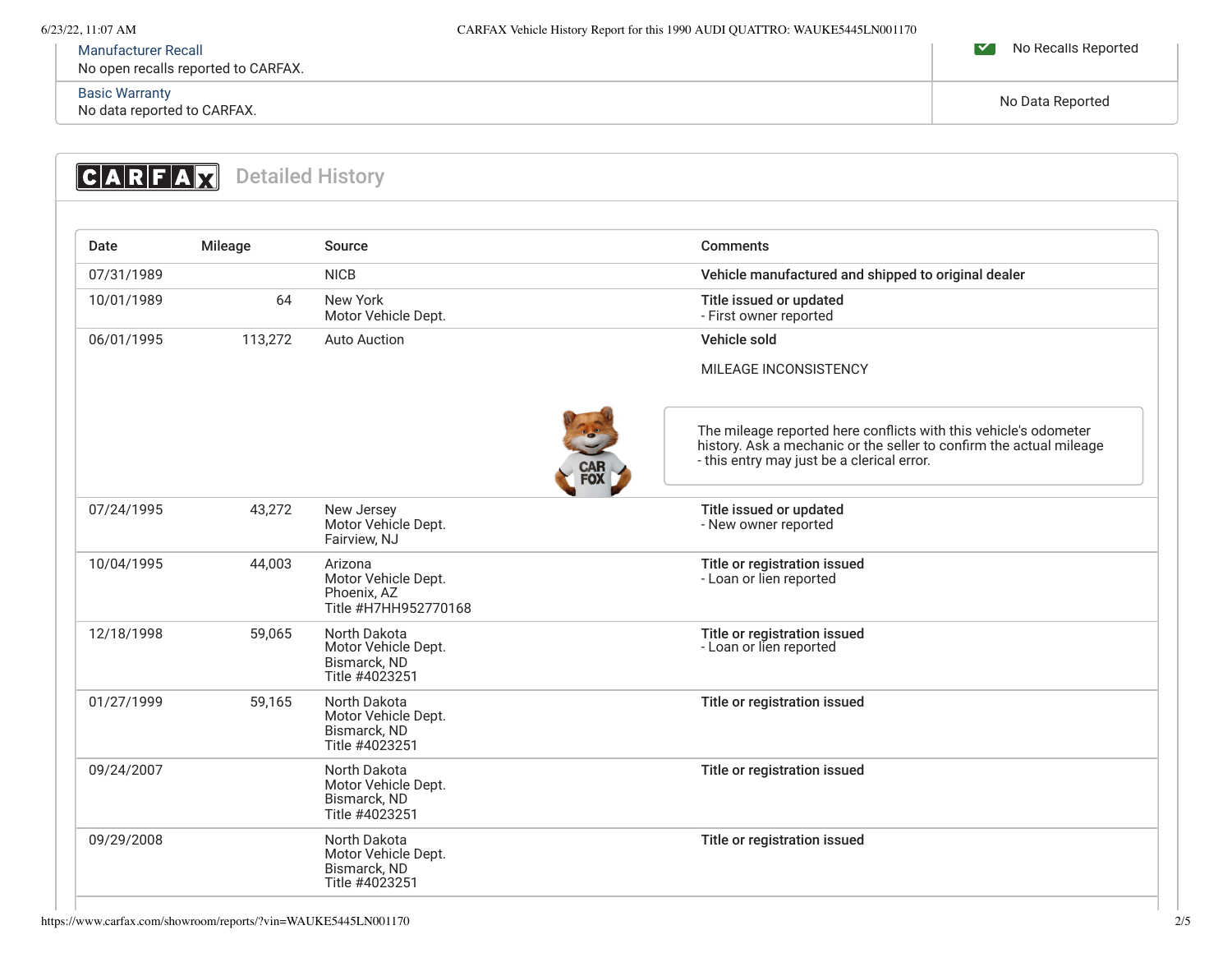| Manufacturer Recall | |
| --- | --- |
| No open recalls reported to CARFAX. | No Recalls Reported |

| Basic Warranty | |
| --- | --- |
| No data reported to CARFAX. | No Data Reported |

## CARFAX Detailed History

| Date | Mileage | Source | Comments |
| --- | --- | --- | --- |
| 07/31/1989 | | NICB | **Vehicle manufactured and shipped to original dealer** |
| 10/01/1989 | 64 | New York Motor Vehicle Dept. | **Title issued or updated** - First owner reported |
| 06/01/1995 | 113,272 | Auto Auction | **Vehicle sold** MILEAGE INCONSISTENCY The mileage reported here conflicts with this vehicle's odometer history. Ask a mechanic or the seller to confirm the actual mileage - this entry may just be a clerical error. |
| 07/24/1995 | 43,272 | New Jersey Motor Vehicle Dept. Fairview, NJ | **Title issued or updated** - New owner reported |
| 10/04/1995 | 44,003 | Arizona Motor Vehicle Dept. Phoenix, AZ Title #H7HH952770168 | **Title or registration issued** - Loan or lien reported |
| 12/18/1998 | 59,065 | North Dakota Motor Vehicle Dept. Bismarck, ND Title #4023251 | **Title or registration issued** - Loan or lien reported |
| 01/27/1999 | 59,165 | North Dakota Motor Vehicle Dept. Bismarck, ND Title #4023251 | **Title or registration issued** |
| 09/24/2007 | | North Dakota Motor Vehicle Dept. Bismarck, ND Title #4023251 | **Title or registration issued** |
| 09/29/2008 | | North Dakota Motor Vehicle Dept. Bismarck, ND Title #4023251 | **Title or registration issued** |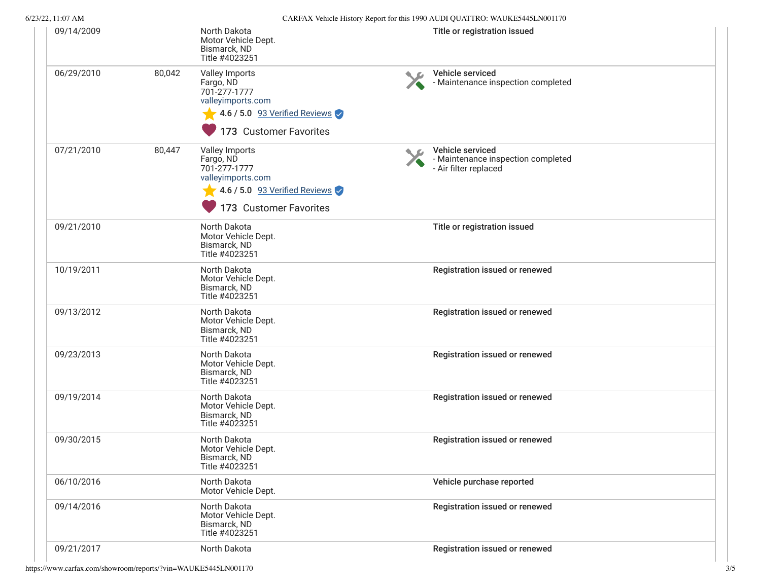| Date | Mileage | Source | Comments |
|---|---|---|---|
| 09/14/2009 | | North Dakota<br>Motor Vehicle Dept.<br>Bismarck, ND<br>Title #4023251 | **Title or registration issued** |
| 06/29/2010 | 80,042 | Valley Imports<br>Fargo, ND<br>701-277-1777<br>valleyimports.com<br>4.6 / 5.0 93 Verified Reviews<br>173 Customer Favorites | **Vehicle serviced**<br>- Maintenance inspection completed |
| 07/21/2010 | 80,447 | Valley Imports<br>Fargo, ND<br>701-277-1777<br>valleyimports.com<br>4.6 / 5.0 93 Verified Reviews<br>173 Customer Favorites | **Vehicle serviced**<br>- Maintenance inspection completed<br>- Air filter replaced |
| 09/21/2010 | | North Dakota<br>Motor Vehicle Dept.<br>Bismarck, ND<br>Title #4023251 | **Title or registration issued** |
| 10/19/2011 | | North Dakota<br>Motor Vehicle Dept.<br>Bismarck, ND<br>Title #4023251 | **Registration issued or renewed** |
| 09/13/2012 | | North Dakota<br>Motor Vehicle Dept.<br>Bismarck, ND<br>Title #4023251 | **Registration issued or renewed** |
| 09/23/2013 | | North Dakota<br>Motor Vehicle Dept.<br>Bismarck, ND<br>Title #4023251 | **Registration issued or renewed** |
| 09/19/2014 | | North Dakota<br>Motor Vehicle Dept.<br>Bismarck, ND<br>Title #4023251 | **Registration issued or renewed** |
| 09/30/2015 | | North Dakota<br>Motor Vehicle Dept.<br>Bismarck, ND<br>Title #4023251 | **Registration issued or renewed** |
| 06/10/2016 | | North Dakota<br>Motor Vehicle Dept. | **Vehicle purchase reported** |
| 09/14/2016 | | North Dakota<br>Motor Vehicle Dept.<br>Bismarck, ND<br>Title #4023251 | **Registration issued or renewed** |
| 09/21/2017 | | North Dakota | **Registration issued or renewed** |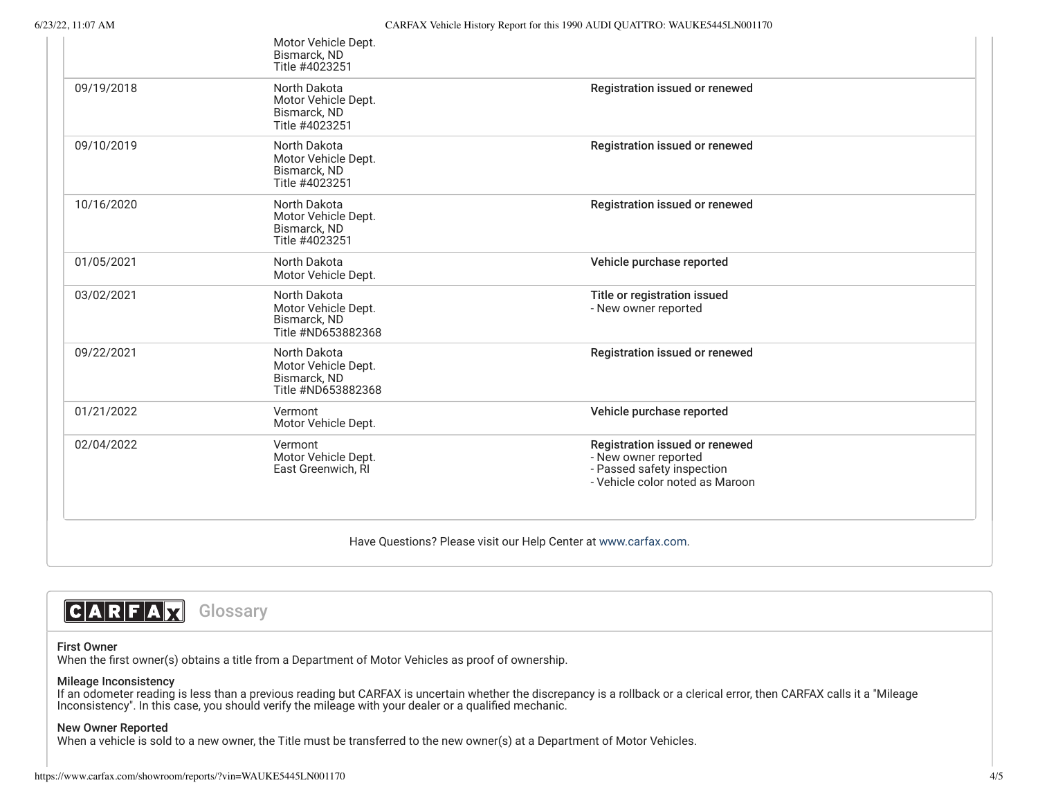| | | |
|---|---|---|
| | Motor Vehicle Dept.<br>Bismarck, ND<br>Title #4023251 | |
| 09/19/2018 | North Dakota<br>Motor Vehicle Dept.<br>Bismarck, ND<br>Title #4023251 | Registration issued or renewed |
| 09/10/2019 | North Dakota<br>Motor Vehicle Dept.<br>Bismarck, ND<br>Title #4023251 | Registration issued or renewed |
| 10/16/2020 | North Dakota<br>Motor Vehicle Dept.<br>Bismarck, ND<br>Title #4023251 | Registration issued or renewed |
| 01/05/2021 | North Dakota<br>Motor Vehicle Dept. | Vehicle purchase reported |
| 03/02/2021 | North Dakota<br>Motor Vehicle Dept.<br>Bismarck, ND<br>Title #ND653882368 | Title or registration issued<br>- New owner reported |
| 09/22/2021 | North Dakota<br>Motor Vehicle Dept.<br>Bismarck, ND<br>Title #ND653882368 | Registration issued or renewed |
| 01/21/2022 | Vermont<br>Motor Vehicle Dept. | Vehicle purchase reported |
| 02/04/2022 | Vermont<br>Motor Vehicle Dept.<br>East Greenwich, RI | Registration issued or renewed<br>- New owner reported<br>- Passed safety inspection<br>- Vehicle color noted as Maroon |

Have Questions? Please visit our Help Center at www.carfax.com.

## CARFAX Glossary

**First Owner**
When the first owner(s) obtains a title from a Department of Motor Vehicles as proof of ownership.

**Mileage Inconsistency**
If an odometer reading is less than a previous reading but CARFAX is uncertain whether the discrepancy is a rollback or a clerical error, then CARFAX calls it a "Mileage Inconsistency". In this case, you should verify the mileage with your dealer or a qualified mechanic.

**New Owner Reported**
When a vehicle is sold to a new owner, the Title must be transferred to the new owner(s) at a Department of Motor Vehicles.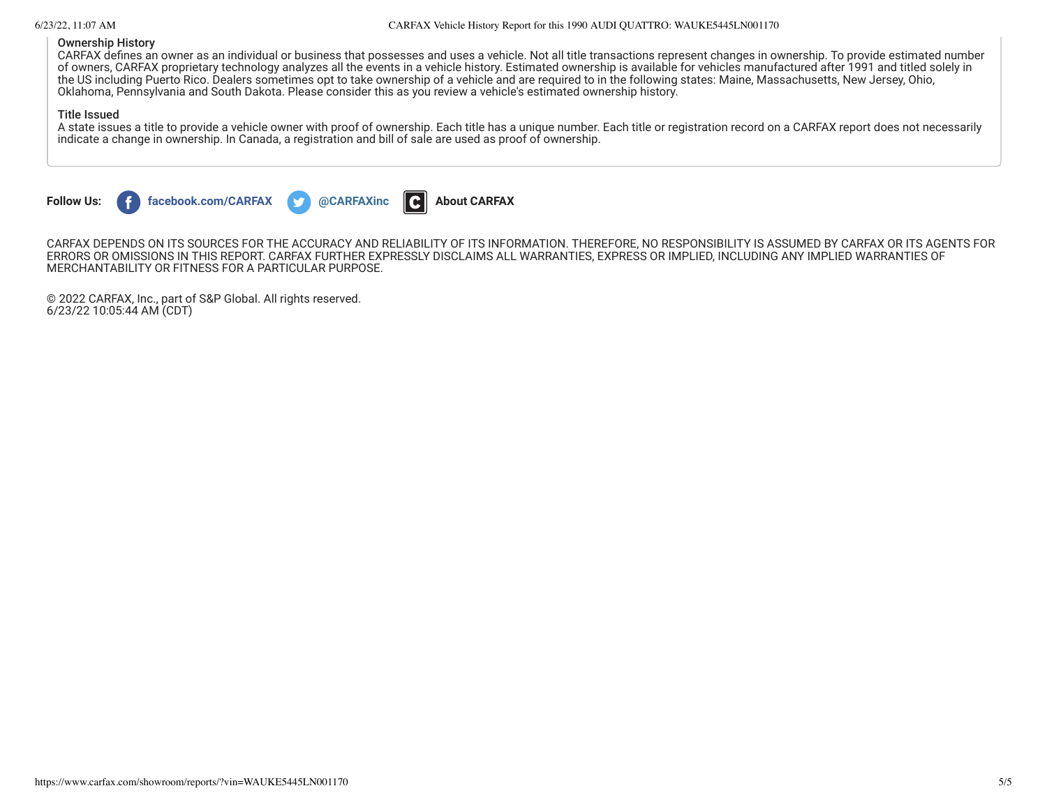### Ownership History

CARFAX defines an owner as an individual or business that possesses and uses a vehicle. Not all title transactions represent changes in ownership. To provide estimated number of owners, CARFAX proprietary technology analyzes all the events in a vehicle history. Estimated ownership is available for vehicles manufactured after 1991 and titled solely in the US including Puerto Rico. Dealers sometimes opt to take ownership of a vehicle and are required to in the following states: Maine, Massachusetts, New Jersey, Ohio, Oklahoma, Pennsylvania and South Dakota. Please consider this as you review a vehicle's estimated ownership history.

### Title Issued

A state issues a title to provide a vehicle owner with proof of ownership. Each title has a unique number. Each title or registration record on a CARFAX report does not necessarily indicate a change in ownership. In Canada, a registration and bill of sale are used as proof of ownership.

**Follow Us:** **facebook.com/CARFAX** **@CARFAXinc** **About CARFAX**

CARFAX DEPENDS ON ITS SOURCES FOR THE ACCURACY AND RELIABILITY OF ITS INFORMATION. THEREFORE, NO RESPONSIBILITY IS ASSUMED BY CARFAX OR ITS AGENTS FOR ERRORS OR OMISSIONS IN THIS REPORT. CARFAX FURTHER EXPRESSLY DISCLAIMS ALL WARRANTIES, EXPRESS OR IMPLIED, INCLUDING ANY IMPLIED WARRANTIES OF MERCHANTABILITY OR FITNESS FOR A PARTICULAR PURPOSE.

© 2022 CARFAX, Inc., part of S&P Global. All rights reserved.
6/23/22 10:05:44 AM (CDT)